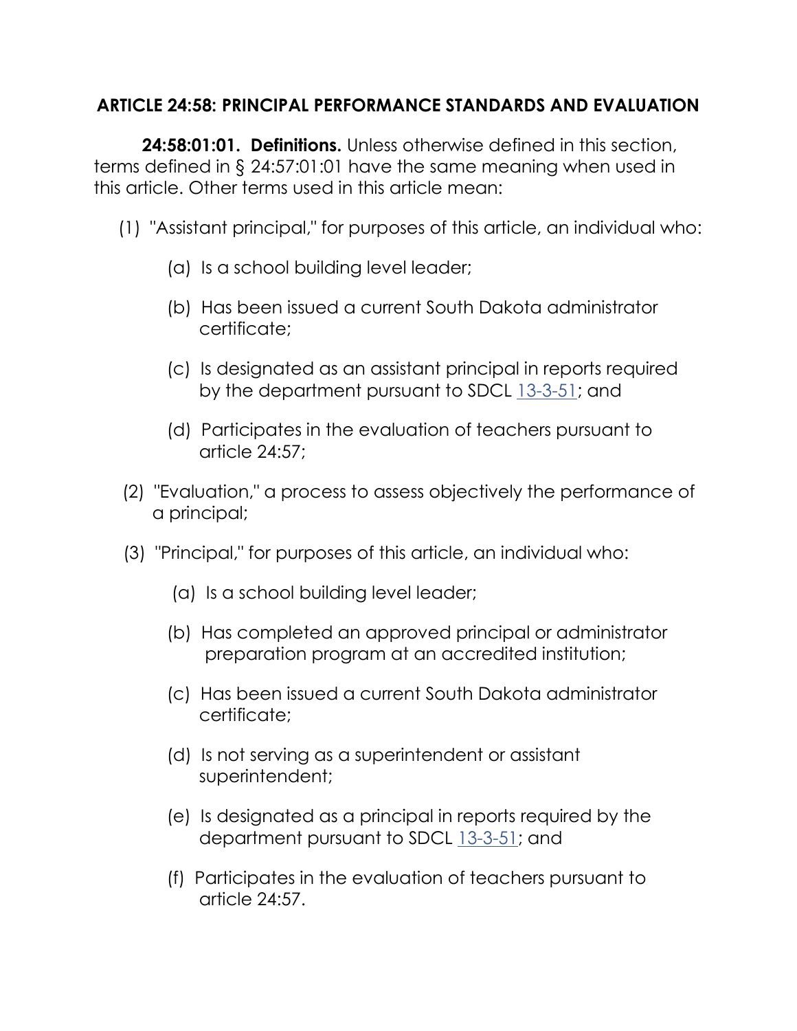# ARTICLE 24:58: PRINCIPAL PERFORMANCE STANDARDS AND EVALUATION

**24:58:01:01. Definitions.** Unless otherwise defined in this section, terms defined in § 24:57:01:01 have the same meaning when used in this article. Other terms used in this article mean:

(1) "Assistant principal," for purposes of this article, an individual who:

   (a) Is a school building level leader;

   (b) Has been issued a current South Dakota administrator certificate;

   (c) Is designated as an assistant principal in reports required by the department pursuant to SDCL 13-3-51; and

   (d) Participates in the evaluation of teachers pursuant to article 24:57;

(2) "Evaluation," a process to assess objectively the performance of a principal;

(3) "Principal," for purposes of this article, an individual who:

   (a) Is a school building level leader;

   (b) Has completed an approved principal or administrator preparation program at an accredited institution;

   (c) Has been issued a current South Dakota administrator certificate;

   (d) Is not serving as a superintendent or assistant superintendent;

   (e) Is designated as a principal in reports required by the department pursuant to SDCL 13-3-51; and

   (f) Participates in the evaluation of teachers pursuant to article 24:57.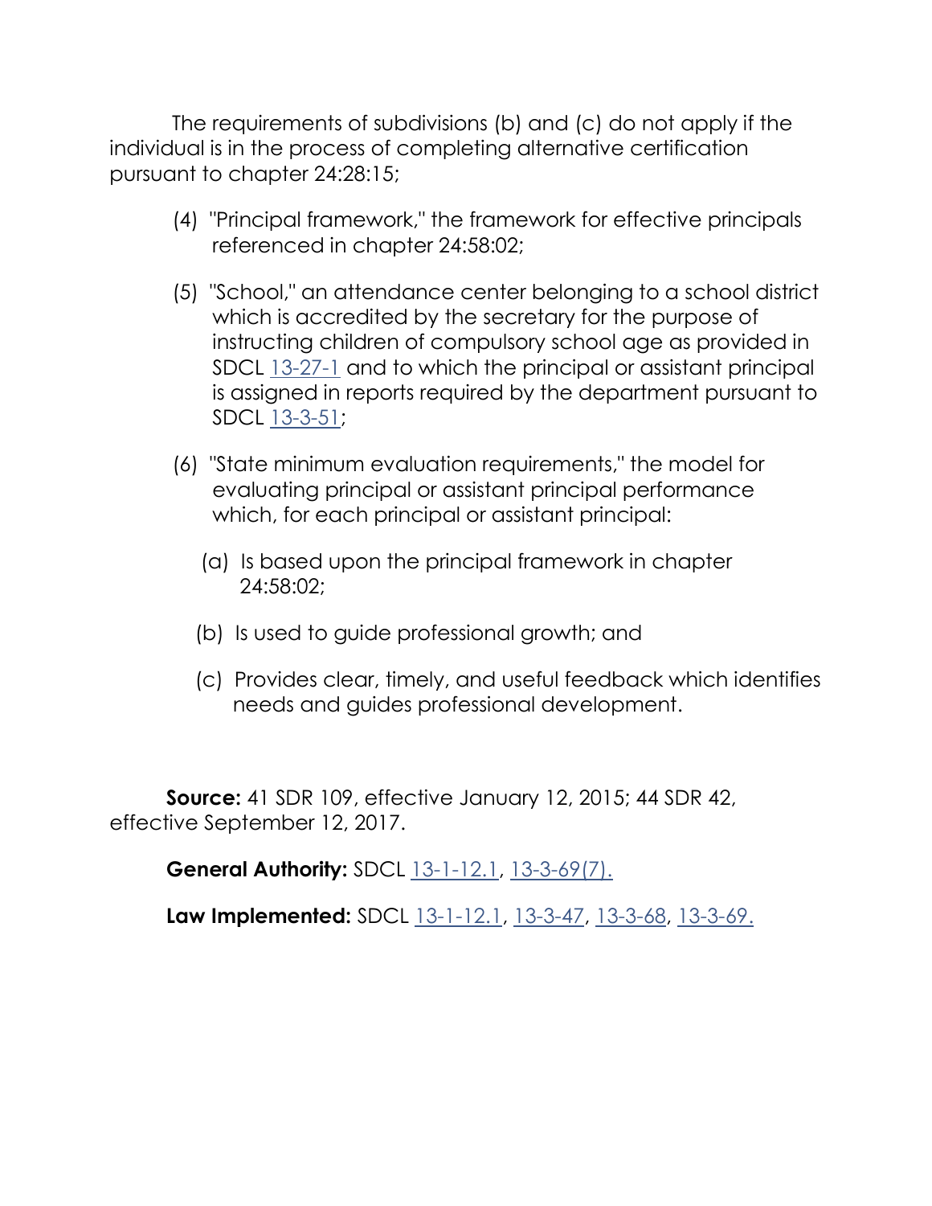The requirements of subdivisions (b) and (c) do not apply if the individual is in the process of completing alternative certification pursuant to chapter 24:28:15;

(4) "Principal framework," the framework for effective principals referenced in chapter 24:58:02;

(5) "School," an attendance center belonging to a school district which is accredited by the secretary for the purpose of instructing children of compulsory school age as provided in SDCL 13-27-1 and to which the principal or assistant principal is assigned in reports required by the department pursuant to SDCL 13-3-51;

(6) "State minimum evaluation requirements," the model for evaluating principal or assistant principal performance which, for each principal or assistant principal:

(a) Is based upon the principal framework in chapter 24:58:02;

(b) Is used to guide professional growth; and

(c) Provides clear, timely, and useful feedback which identifies needs and guides professional development.

**Source:** 41 SDR 109, effective January 12, 2015; 44 SDR 42, effective September 12, 2017.

**General Authority:** SDCL 13-1-12.1, 13-3-69(7).

**Law Implemented:** SDCL 13-1-12.1, 13-3-47, 13-3-68, 13-3-69.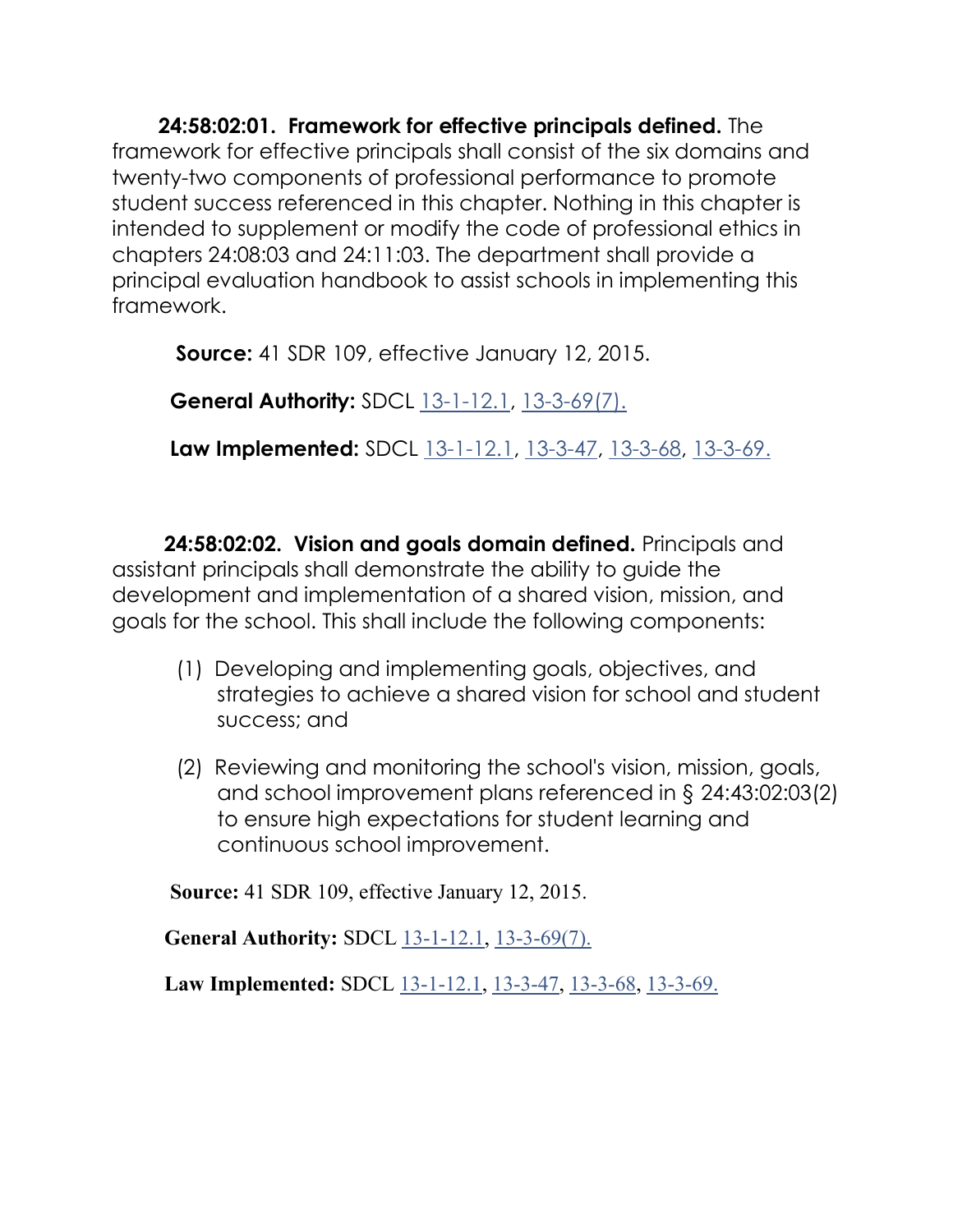**24:58:02:01. Framework for effective principals defined.** The framework for effective principals shall consist of the six domains and twenty-two components of professional performance to promote student success referenced in this chapter. Nothing in this chapter is intended to supplement or modify the code of professional ethics in chapters 24:08:03 and 24:11:03. The department shall provide a principal evaluation handbook to assist schools in implementing this framework.

**Source:** 41 SDR 109, effective January 12, 2015.

**General Authority:** SDCL 13-1-12.1, 13-3-69(7).

**Law Implemented:** SDCL 13-1-12.1, 13-3-47, 13-3-68, 13-3-69.

**24:58:02:02. Vision and goals domain defined.** Principals and assistant principals shall demonstrate the ability to guide the development and implementation of a shared vision, mission, and goals for the school. This shall include the following components:

(1) Developing and implementing goals, objectives, and strategies to achieve a shared vision for school and student success; and

(2) Reviewing and monitoring the school's vision, mission, goals, and school improvement plans referenced in § 24:43:02:03(2) to ensure high expectations for student learning and continuous school improvement.

**Source:** 41 SDR 109, effective January 12, 2015.

**General Authority:** SDCL 13-1-12.1, 13-3-69(7).

**Law Implemented:** SDCL 13-1-12.1, 13-3-47, 13-3-68, 13-3-69.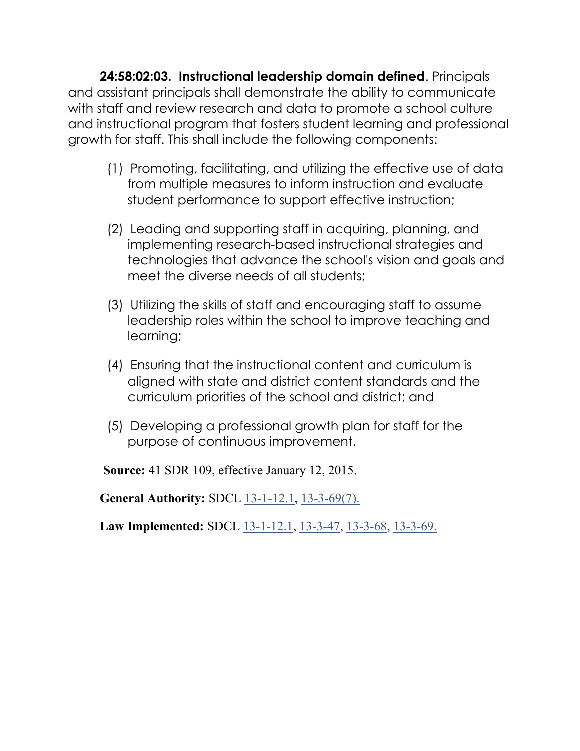**24:58:02:03. Instructional leadership domain defined**. Principals and assistant principals shall demonstrate the ability to communicate with staff and review research and data to promote a school culture and instructional program that fosters student learning and professional growth for staff. This shall include the following components:

(1) Promoting, facilitating, and utilizing the effective use of data from multiple measures to inform instruction and evaluate student performance to support effective instruction;

(2) Leading and supporting staff in acquiring, planning, and implementing research-based instructional strategies and technologies that advance the school's vision and goals and meet the diverse needs of all students;

(3) Utilizing the skills of staff and encouraging staff to assume leadership roles within the school to improve teaching and learning;

(4) Ensuring that the instructional content and curriculum is aligned with state and district content standards and the curriculum priorities of the school and district; and

(5) Developing a professional growth plan for staff for the purpose of continuous improvement.

**Source:** 41 SDR 109, effective January 12, 2015.

**General Authority:** SDCL 13-1-12.1, 13-3-69(7).

**Law Implemented:** SDCL 13-1-12.1, 13-3-47, 13-3-68, 13-3-69.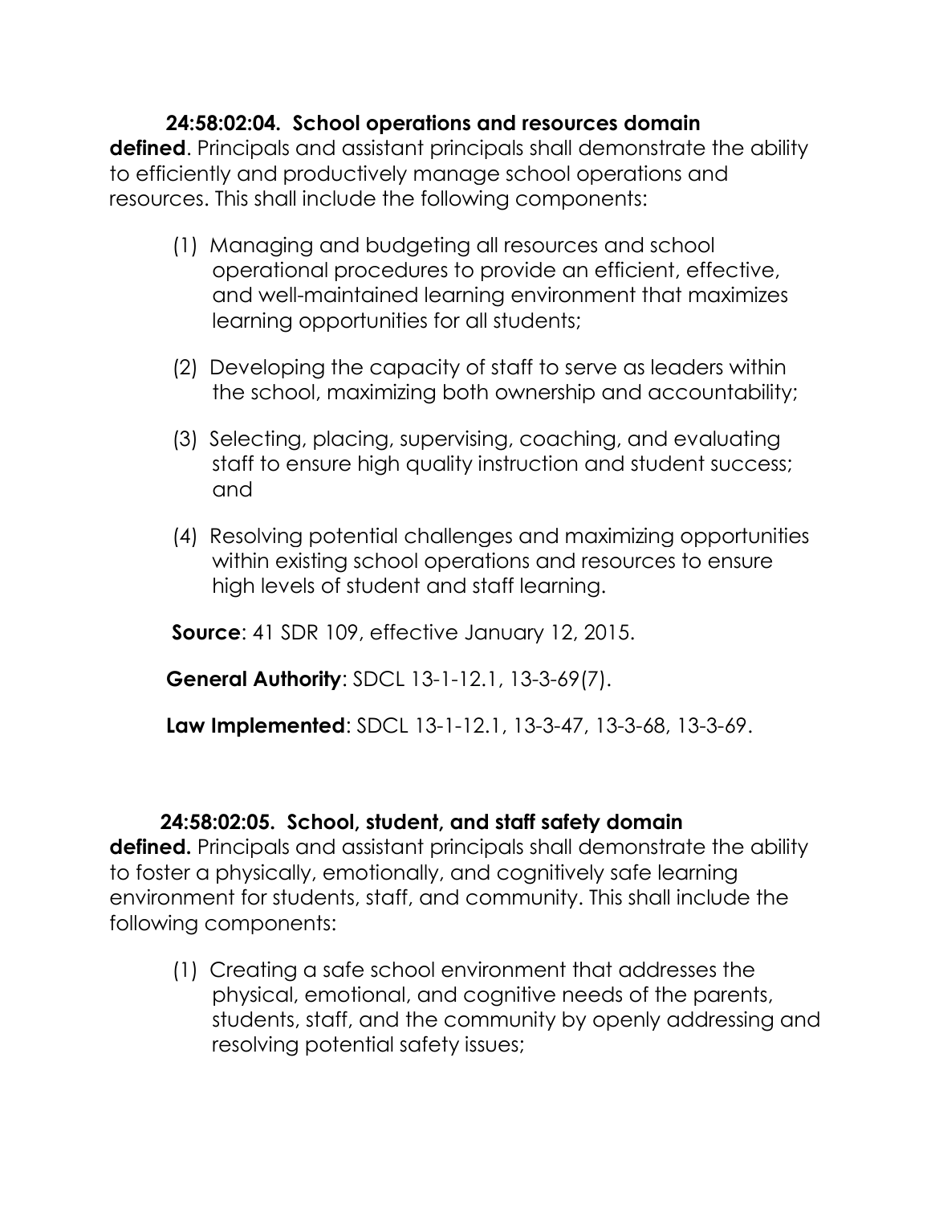**24:58:02:04. School operations and resources domain defined**. Principals and assistant principals shall demonstrate the ability to efficiently and productively manage school operations and resources. This shall include the following components:

(1) Managing and budgeting all resources and school operational procedures to provide an efficient, effective, and well-maintained learning environment that maximizes learning opportunities for all students;

(2) Developing the capacity of staff to serve as leaders within the school, maximizing both ownership and accountability;

(3) Selecting, placing, supervising, coaching, and evaluating staff to ensure high quality instruction and student success; and

(4) Resolving potential challenges and maximizing opportunities within existing school operations and resources to ensure high levels of student and staff learning.

**Source**: 41 SDR 109, effective January 12, 2015.

**General Authority**: SDCL 13-1-12.1, 13-3-69(7).

**Law Implemented**: SDCL 13-1-12.1, 13-3-47, 13-3-68, 13-3-69.

**24:58:02:05. School, student, and staff safety domain defined.** Principals and assistant principals shall demonstrate the ability to foster a physically, emotionally, and cognitively safe learning environment for students, staff, and community. This shall include the following components:

(1) Creating a safe school environment that addresses the physical, emotional, and cognitive needs of the parents, students, staff, and the community by openly addressing and resolving potential safety issues;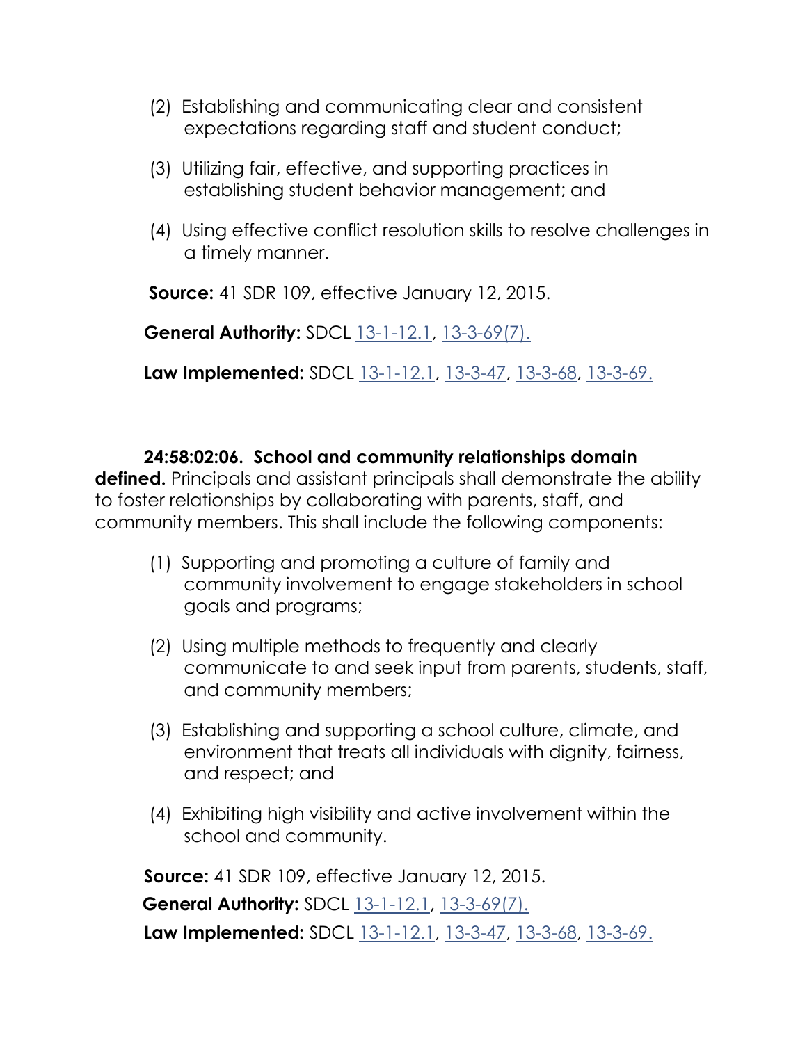(2) Establishing and communicating clear and consistent expectations regarding staff and student conduct;

(3) Utilizing fair, effective, and supporting practices in establishing student behavior management; and

(4) Using effective conflict resolution skills to resolve challenges in a timely manner.

**Source:** 41 SDR 109, effective January 12, 2015.

**General Authority:** SDCL 13-1-12.1, 13-3-69(7).

**Law Implemented:** SDCL 13-1-12.1, 13-3-47, 13-3-68, 13-3-69.

**24:58:02:06. School and community relationships domain defined.** Principals and assistant principals shall demonstrate the ability to foster relationships by collaborating with parents, staff, and community members. This shall include the following components:

(1) Supporting and promoting a culture of family and community involvement to engage stakeholders in school goals and programs;

(2) Using multiple methods to frequently and clearly communicate to and seek input from parents, students, staff, and community members;

(3) Establishing and supporting a school culture, climate, and environment that treats all individuals with dignity, fairness, and respect; and

(4) Exhibiting high visibility and active involvement within the school and community.

**Source:** 41 SDR 109, effective January 12, 2015.

**General Authority:** SDCL 13-1-12.1, 13-3-69(7).

**Law Implemented:** SDCL 13-1-12.1, 13-3-47, 13-3-68, 13-3-69.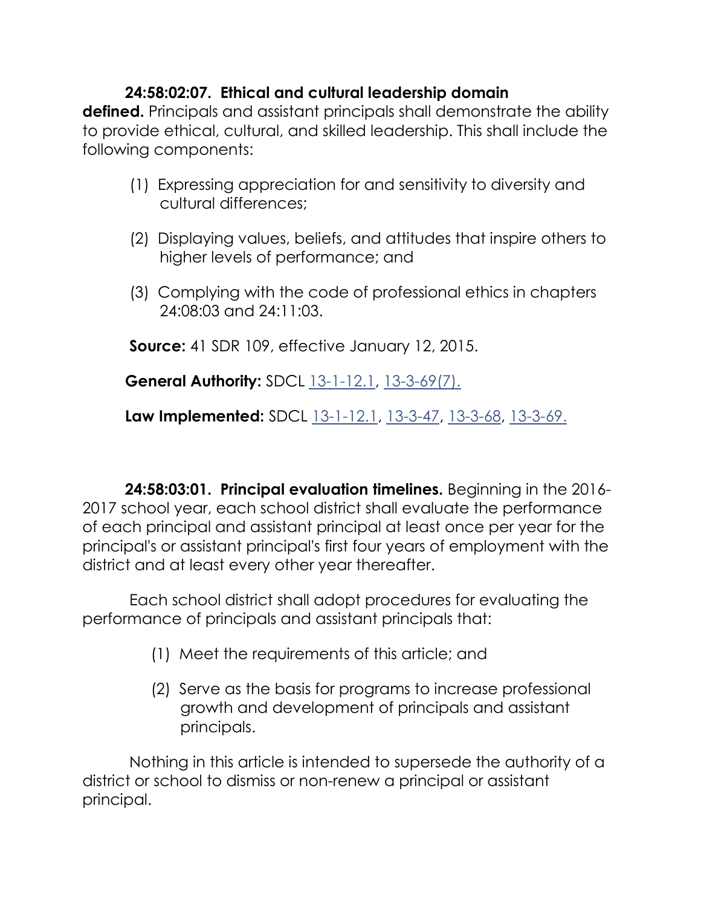**24:58:02:07. Ethical and cultural leadership domain defined.** Principals and assistant principals shall demonstrate the ability to provide ethical, cultural, and skilled leadership. This shall include the following components:

(1) Expressing appreciation for and sensitivity to diversity and cultural differences;

(2) Displaying values, beliefs, and attitudes that inspire others to higher levels of performance; and

(3) Complying with the code of professional ethics in chapters 24:08:03 and 24:11:03.

**Source:** 41 SDR 109, effective January 12, 2015.

**General Authority:** SDCL 13-1-12.1, 13-3-69(7).

**Law Implemented:** SDCL 13-1-12.1, 13-3-47, 13-3-68, 13-3-69.

**24:58:03:01. Principal evaluation timelines.** Beginning in the 2016-2017 school year, each school district shall evaluate the performance of each principal and assistant principal at least once per year for the principal's or assistant principal's first four years of employment with the district and at least every other year thereafter.

Each school district shall adopt procedures for evaluating the performance of principals and assistant principals that:

(1) Meet the requirements of this article; and

(2) Serve as the basis for programs to increase professional growth and development of principals and assistant principals.

Nothing in this article is intended to supersede the authority of a district or school to dismiss or non-renew a principal or assistant principal.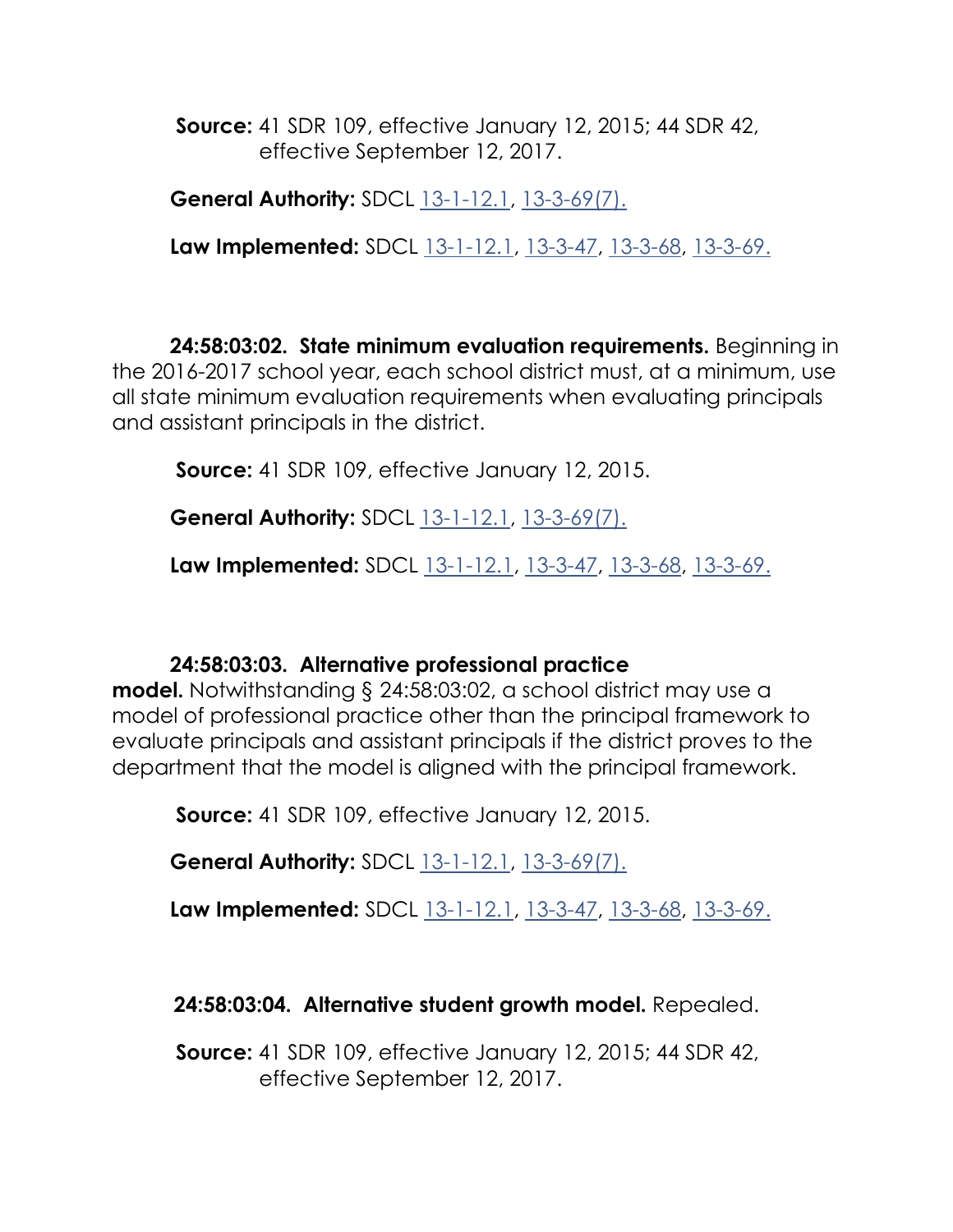**Source:** 41 SDR 109, effective January 12, 2015; 44 SDR 42, effective September 12, 2017.

**General Authority:** SDCL 13-1-12.1, 13-3-69(7).

**Law Implemented:** SDCL 13-1-12.1, 13-3-47, 13-3-68, 13-3-69.

**24:58:03:02. State minimum evaluation requirements.** Beginning in the 2016-2017 school year, each school district must, at a minimum, use all state minimum evaluation requirements when evaluating principals and assistant principals in the district.

**Source:** 41 SDR 109, effective January 12, 2015.

**General Authority:** SDCL 13-1-12.1, 13-3-69(7).

**Law Implemented:** SDCL 13-1-12.1, 13-3-47, 13-3-68, 13-3-69.

**24:58:03:03. Alternative professional practice model.** Notwithstanding § 24:58:03:02, a school district may use a model of professional practice other than the principal framework to evaluate principals and assistant principals if the district proves to the department that the model is aligned with the principal framework.

**Source:** 41 SDR 109, effective January 12, 2015.

**General Authority:** SDCL 13-1-12.1, 13-3-69(7).

**Law Implemented:** SDCL 13-1-12.1, 13-3-47, 13-3-68, 13-3-69.

**24:58:03:04. Alternative student growth model.** Repealed.

**Source:** 41 SDR 109, effective January 12, 2015; 44 SDR 42, effective September 12, 2017.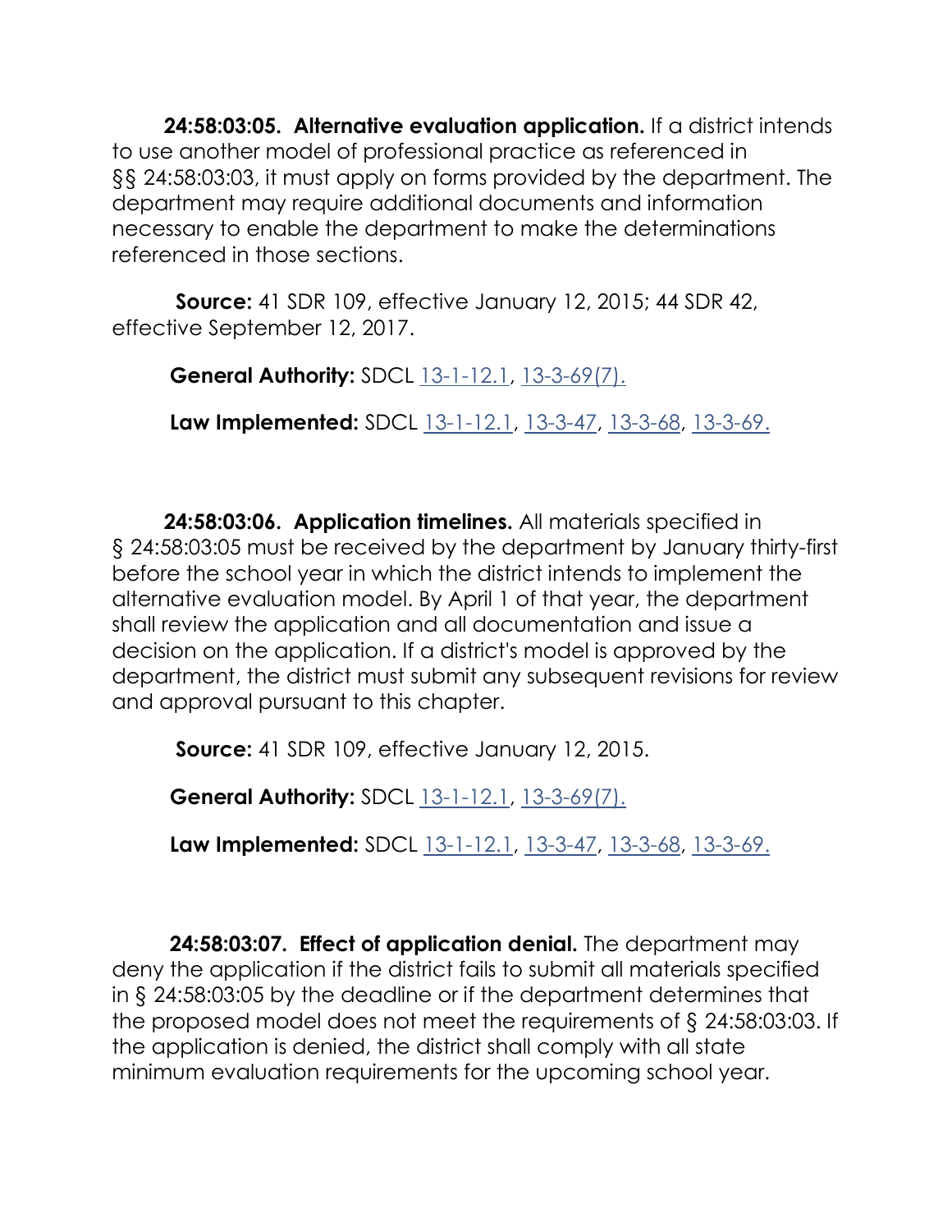**24:58:03:05. Alternative evaluation application.** If a district intends to use another model of professional practice as referenced in §§ 24:58:03:03, it must apply on forms provided by the department. The department may require additional documents and information necessary to enable the department to make the determinations referenced in those sections.

**Source:** 41 SDR 109, effective January 12, 2015; 44 SDR 42, effective September 12, 2017.

**General Authority:** SDCL 13-1-12.1, 13-3-69(7).

**Law Implemented:** SDCL 13-1-12.1, 13-3-47, 13-3-68, 13-3-69.

**24:58:03:06. Application timelines.** All materials specified in § 24:58:03:05 must be received by the department by January thirty-first before the school year in which the district intends to implement the alternative evaluation model. By April 1 of that year, the department shall review the application and all documentation and issue a decision on the application. If a district's model is approved by the department, the district must submit any subsequent revisions for review and approval pursuant to this chapter.

**Source:** 41 SDR 109, effective January 12, 2015.

**General Authority:** SDCL 13-1-12.1, 13-3-69(7).

**Law Implemented:** SDCL 13-1-12.1, 13-3-47, 13-3-68, 13-3-69.

**24:58:03:07. Effect of application denial.** The department may deny the application if the district fails to submit all materials specified in § 24:58:03:05 by the deadline or if the department determines that the proposed model does not meet the requirements of § 24:58:03:03. If the application is denied, the district shall comply with all state minimum evaluation requirements for the upcoming school year.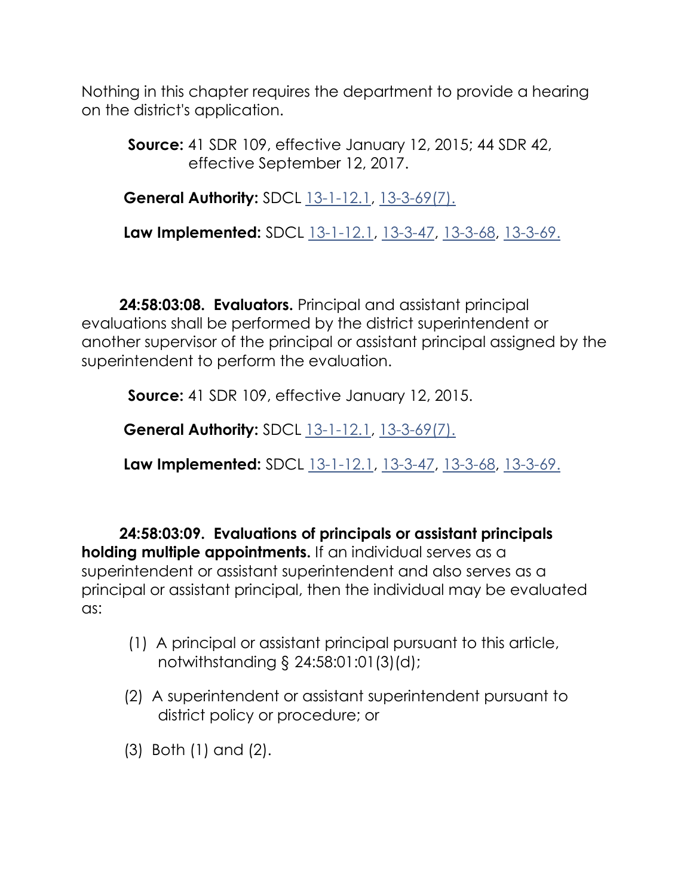Nothing in this chapter requires the department to provide a hearing on the district's application.

**Source:** 41 SDR 109, effective January 12, 2015; 44 SDR 42, effective September 12, 2017.

**General Authority:** SDCL 13-1-12.1, 13-3-69(7).

**Law Implemented:** SDCL 13-1-12.1, 13-3-47, 13-3-68, 13-3-69.

**24:58:03:08. Evaluators.** Principal and assistant principal evaluations shall be performed by the district superintendent or another supervisor of the principal or assistant principal assigned by the superintendent to perform the evaluation.

**Source:** 41 SDR 109, effective January 12, 2015.

**General Authority:** SDCL 13-1-12.1, 13-3-69(7).

**Law Implemented:** SDCL 13-1-12.1, 13-3-47, 13-3-68, 13-3-69.

**24:58:03:09. Evaluations of principals or assistant principals holding multiple appointments.** If an individual serves as a superintendent or assistant superintendent and also serves as a principal or assistant principal, then the individual may be evaluated as:

(1) A principal or assistant principal pursuant to this article, notwithstanding § 24:58:01:01(3)(d);

(2) A superintendent or assistant superintendent pursuant to district policy or procedure; or

(3) Both (1) and (2).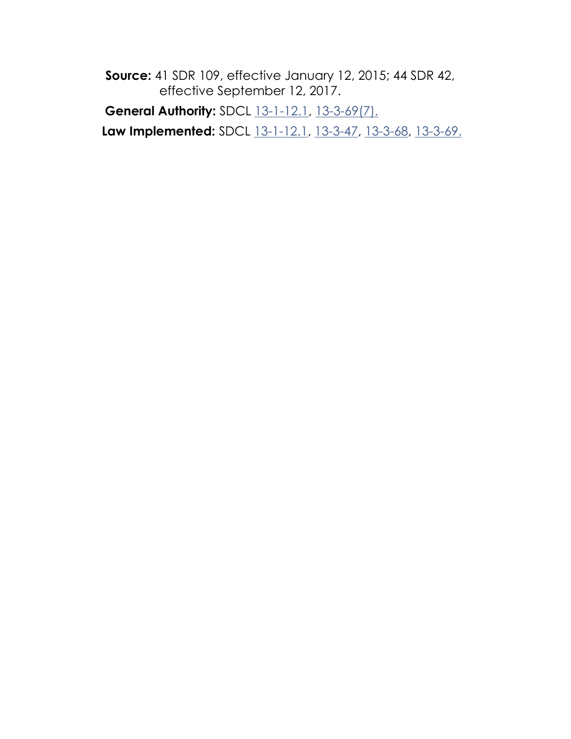**Source:** 41 SDR 109, effective January 12, 2015; 44 SDR 42, effective September 12, 2017.

**General Authority:** SDCL 13-1-12.1, 13-3-69(7).

**Law Implemented:** SDCL 13-1-12.1, 13-3-47, 13-3-68, 13-3-69.